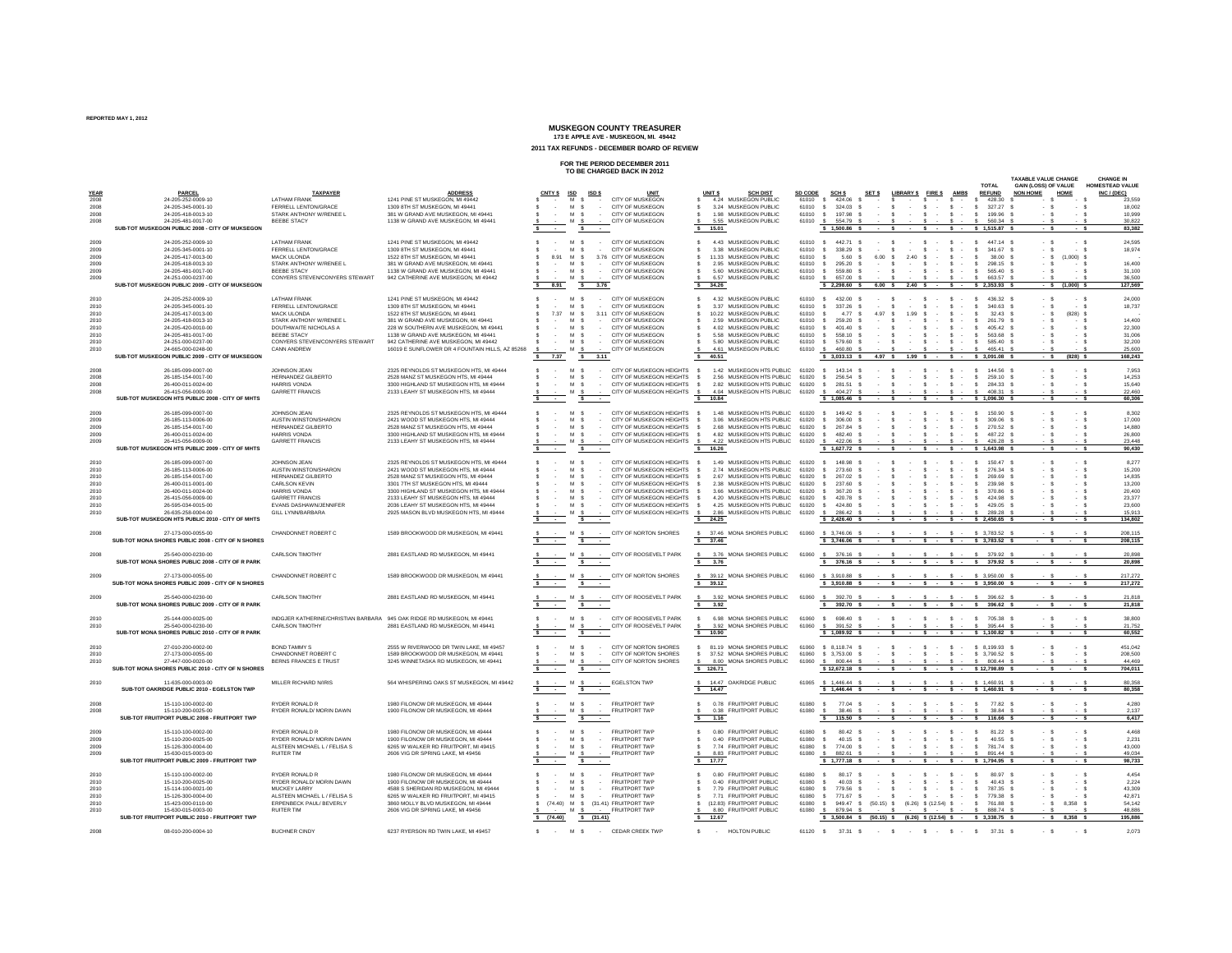REPORTED MAY 1, 2012

# MUSKEGON COUNTY TREASURER

**173 E APPLE AVE - MUSKEGON, MI. 49442**

**2011 TAX REFUNDS - DECEMBER BOARD OF REVIEW**

**FOR THE PERIOD DECEMBER 2011**
**TO BE CHARGED BACK IN 2012**

| YEAR | PARCEL | TAXPAYER | ADDRESS | CNTY $ | ISD | ISD $ | UNIT | UNIT $ | SCH DIST | SD CODE | SCH $ | SET $ | LIBRARY $ | FIRE $ | AMB $ | TOTAL REFUND | TAXABLE VALUE CHANGE GAIN (LOSS) OF VALUE NON HOME | HOME | CHANGE IN HOMESTEAD VALUE INC / (DEC) |
|---|---|---|---|---|---|---|---|---|---|---|---|---|---|---|---|---|---|---|---|
| 2008 | 24-205-252-0009-10 | LATHAM FRANK | 1241 PINE ST MUSKEGON, MI 49442 | $ - | M | $ - | CITY OF MUSKEGON | $ 4.24 | MUSKEGON PUBLIC | 61010 | $ 424.06 | $ - | $ - | $ - | $ - | $ 428.30 | $ - | $ - | $ 23,559 |
| 2008 | 24-205-345-0001-10 | FERRELL LENTON/GRACE | 1309 8TH ST MUSKEGON, MI 49441 | $ - | M | $ - | CITY OF MUSKEGON | $ 3.24 | MUSKEGON PUBLIC | 61010 | $ 324.03 | $ - | $ - | $ - | $ - | $ 327.27 | $ - | $ - | $ 18,002 |
| 2008 | 24-205-418-0013-10 | STARK ANTHONY W/RENEE L | 381 W GRAND AVE MUSKEGON, MI 49441 | $ - | M | $ - | CITY OF MUSKEGON | $ 1.98 | MUSKEGON PUBLIC | 61010 | $ 197.98 | $ - | $ - | $ - | $ - | $ 199.96 | $ - | $ - | $ 10,999 |
| 2008 | 24-205-481-0017-00 | BEEBE STACY | 1138 W GRAND AVE MUSKEGON, MI 49441 | $ - | M | $ - | CITY OF MUSKEGON | $ 5.55 | MUSKEGON PUBLIC | 61010 | $ 554.79 | $ - | $ - | $ - | $ - | $ 560.34 | $ - | $ - | $ 30,822 |
| | SUB-TOT MUSKEGON PUBLIC 2008 - CITY OF MUSKEGON | | | $ - | | $ - | | $ 15.01 | | | $ 1,500.86 | $ - | $ - | $ - | $ - | $ 1,515.87 | $ - | $ - | $ 83,382 |
| 2009 | 24-205-252-0009-10 | LATHAM FRANK | 1241 PINE ST MUSKEGON, MI 49442 | $ - | M | $ - | CITY OF MUSKEGON | $ 4.43 | MUSKEGON PUBLIC | 61010 | $ 442.71 | $ - | $ - | $ - | $ - | $ 447.14 | $ - | $ - | $ 24,595 |
| 2009 | 24-205-345-0001-10 | FERRELL LENTON/GRACE | 1309 8TH ST MUSKEGON, MI 49441 | $ - | M | $ - | CITY OF MUSKEGON | $ 3.38 | MUSKEGON PUBLIC | 61010 | $ 338.29 | $ - | $ - | $ - | $ - | $ 341.67 | $ - | $ - | $ 18,974 |
| 2009 | 24-205-417-0013-00 | MACK ULONDA | 1522 8TH ST MUSKEGON, MI 49441 | $ 8.91 | M | $ 3.76 | CITY OF MUSKEGON | $ 11.33 | MUSKEGON PUBLIC | 61010 | $ 5.60 | $ 6.00 | $ 2.40 | $ - | $ - | $ 38.00 | $ - | $ (1,000) | $ - |
| 2009 | 24-205-418-0013-10 | STARK ANTHONY W/RENEE L | 381 W GRAND AVE MUSKEGON, MI 49441 | $ - | M | $ - | CITY OF MUSKEGON | $ 2.95 | MUSKEGON PUBLIC | 61010 | $ 295.20 | $ - | $ - | $ - | $ - | $ 298.15 | $ - | $ - | $ 16,400 |
| 2009 | 24-205-481-0017-00 | BEEBE STACY | 1138 W GRAND AVE MUSKEGON, MI 49441 | $ - | M | $ - | CITY OF MUSKEGON | $ 5.60 | MUSKEGON PUBLIC | 61010 | $ 559.80 | $ - | $ - | $ - | $ - | $ 565.40 | $ - | $ - | $ 31,100 |
| 2009 | 24-251-000-0237-00 | CONYERS STEVEN/CONYERS STEWART | 942 CATHERINE AVE MUSKEGON, MI 49442 | $ - | M | $ - | CITY OF MUSKEGON | $ 6.57 | MUSKEGON PUBLIC | 61010 | $ 657.00 | $ - | $ - | $ - | $ - | $ 663.57 | $ - | $ - | $ 36,500 |
| | SUB-TOT MUSKEGON PUBLIC 2009 - CITY OF MUSKEGON | | | $ 8.91 | | $ 3.76 | | $ 34.26 | | | $ 2,298.60 | $ 6.00 | $ 2.40 | $ - | $ - | $ 2,353.93 | $ - | $ (1,000) | $ 127,569 |
| 2010 | 24-205-252-0009-10 | LATHAM FRANK | 1241 PINE ST MUSKEGON, MI 49442 | $ - | M | $ - | CITY OF MUSKEGON | $ 4.32 | MUSKEGON PUBLIC | 61010 | $ 432.00 | $ - | $ - | $ - | $ - | $ 436.32 | $ - | $ - | $ 24,000 |
| 2010 | 24-205-345-0001-10 | FERRELL LENTON/GRACE | 1309 8TH ST MUSKEGON, MI 49441 | $ - | M | $ - | CITY OF MUSKEGON | $ 3.37 | MUSKEGON PUBLIC | 61010 | $ 337.26 | $ - | $ - | $ - | $ - | $ 340.63 | $ - | $ - | $ 18,737 |
| 2010 | 24-205-417-0013-00 | MACK ULONDA | 1522 8TH ST MUSKEGON, MI 49441 | $ 7.37 | M | $ 3.11 | CITY OF MUSKEGON | $ 10.22 | MUSKEGON PUBLIC | 61010 | $ 4.77 | $ 4.97 | $ 1.99 | $ - | $ - | $ 32.43 | $ - | $ (828) | $ - |
| 2010 | 24-205-418-0013-10 | STARK ANTHONY W/RENEE L | 381 W GRAND AVE MUSKEGON, MI 49441 | $ - | M | $ - | CITY OF MUSKEGON | $ 2.59 | MUSKEGON PUBLIC | 61010 | $ 259.20 | $ - | $ - | $ - | $ - | $ 261.79 | $ - | $ - | $ 14,400 |
| 2010 | 24-205-420-0010-00 | DOUTHWAITE NICHOLAS A | 228 W SOUTHERN AVE MUSKEGON, MI 49441 | $ - | M | $ - | CITY OF MUSKEGON | $ 4.02 | MUSKEGON PUBLIC | 61010 | $ 401.40 | $ - | $ - | $ - | $ - | $ 405.42 | $ - | $ - | $ 22,300 |
| 2010 | 24-205-481-0017-00 | BEEBE STACY | 1138 W GRAND AVE MUSKEGON, MI 49441 | $ - | M | $ - | CITY OF MUSKEGON | $ 5.58 | MUSKEGON PUBLIC | 61010 | $ 558.10 | $ - | $ - | $ - | $ - | $ 563.68 | $ - | $ - | $ 31,006 |
| 2010 | 24-251-000-0237-00 | CONYERS STEVEN/CONYERS STEWART | 942 CATHERINE AVE MUSKEGON, MI 49442 | $ - | M | $ - | CITY OF MUSKEGON | $ 5.80 | MUSKEGON PUBLIC | 61010 | $ 579.60 | $ - | $ - | $ - | $ - | $ 585.40 | $ - | $ - | $ 32,200 |
| 2010 | 24-665-000-0248-00 | CANN ANDREW | 16019 E SUNFLOWER DR 4 FOUNTAIN HILLS, AZ 85268 | $ - | M | $ - | CITY OF MUSKEGON | $ 4.61 | MUSKEGON PUBLIC | 61010 | $ 460.80 | $ - | $ - | $ - | $ - | $ 465.41 | $ - | $ - | $ 25,600 |
| | SUB-TOT MUSKEGON PUBLIC 2009 - CITY OF MUSKEGON | | | $ 7.37 | | $ 3.11 | | $ 40.51 | | | $ 3,033.13 | $ 4.97 | $ 1.99 | $ - | $ - | $ 3,091.08 | $ - | $ (828) | $ 168,243 |
| 2008 | 26-185-099-0007-00 | JOHNSON JEAN | 2325 REYNOLDS ST MUSKEGON HTS, MI 49444 | $ - | M | $ - | CITY OF MUSKEGON HEIGHTS | $ 1.42 | MUSKEGON HTS PUBLIC | 61020 | $ 143.14 | $ - | $ - | $ - | $ - | $ 144.56 | $ - | $ - | $ 7,953 |
| 2008 | 26-185-154-0017-00 | HERNANDEZ GILBERTO | 2528 MANZ ST MUSKEGON HTS, MI 49444 | $ - | M | $ - | CITY OF MUSKEGON HEIGHTS | $ 2.56 | MUSKEGON HTS PUBLIC | 61020 | $ 256.54 | $ - | $ - | $ - | $ - | $ 259.10 | $ - | $ - | $ 14,253 |
| 2008 | 26-400-011-0024-00 | HARRIS VONDA | 3300 HIGHLAND ST MUSKEGON HTS, MI 49444 | $ - | M | $ - | CITY OF MUSKEGON HEIGHTS | $ 2.82 | MUSKEGON HTS PUBLIC | 61020 | $ 281.51 | $ - | $ - | $ - | $ - | $ 284.33 | $ - | $ - | $ 15,640 |
| 2008 | 26-415-056-0009-00 | GARRETT FRANCIS | 2133 LEAHY ST MUSKEGON HTS, MI 49444 | $ - | M | $ - | CITY OF MUSKEGON HEIGHTS | $ 4.04 | MUSKEGON HTS PUBLIC | 61020 | $ 404.27 | $ - | $ - | $ - | $ - | $ 408.31 | $ - | $ - | $ 22,460 |
| | SUB-TOT MUSKEGON HTS PUBLIC 2008 - CITY OF MHTS | | | $ - | | $ - | | $ 10.84 | | | $ 1,085.46 | $ - | $ - | $ - | $ - | $ 1,096.30 | $ - | $ - | $ 60,306 |
| 2009 | 26-185-099-0007-00 | JOHNSON JEAN | 2325 REYNOLDS ST MUSKEGON HTS, MI 49444 | $ - | M | $ - | CITY OF MUSKEGON HEIGHTS | $ 1.48 | MUSKEGON HTS PUBLIC | 61020 | $ 149.42 | $ - | $ - | $ - | $ - | $ 150.90 | $ - | $ - | $ 8,302 |
| 2009 | 26-185-113-0006-00 | AUSTIN WINSTON/SHARON | 2421 WOOD ST MUSKEGON HTS, MI 49444 | $ - | M | $ - | CITY OF MUSKEGON HEIGHTS | $ 3.06 | MUSKEGON HTS PUBLIC | 61020 | $ 306.00 | $ - | $ - | $ - | $ - | $ 309.06 | $ - | $ - | $ 17,000 |
| 2009 | 26-185-154-0017-00 | HERNANDEZ GILBERTO | 2528 MANZ ST MUSKEGON HTS, MI 49444 | $ - | M | $ - | CITY OF MUSKEGON HEIGHTS | $ 2.68 | MUSKEGON HTS PUBLIC | 61020 | $ 267.84 | $ - | $ - | $ - | $ - | $ 270.52 | $ - | $ - | $ 14,880 |
| 2009 | 26-400-011-0024-00 | HARRIS VONDA | 3300 HIGHLAND ST MUSKEGON HTS, MI 49444 | $ - | M | $ - | CITY OF MUSKEGON HEIGHTS | $ 4.82 | MUSKEGON HTS PUBLIC | 61020 | $ 482.40 | $ - | $ - | $ - | $ - | $ 487.22 | $ - | $ - | $ 26,800 |
| 2009 | 26-415-056-0009-00 | GARRETT FRANCIS | 2133 LEAHY ST MUSKEGON HTS, MI 49444 | $ - | M | $ - | CITY OF MUSKEGON HEIGHTS | $ 4.22 | MUSKEGON HTS PUBLIC | 61020 | $ 422.06 | $ - | $ - | $ - | $ - | $ 426.28 | $ - | $ - | $ 23,448 |
| | SUB-TOT MUSKEGON HTS PUBLIC 2009 - CITY OF MHTS | | | $ - | | $ - | | $ 16.26 | | | $ 1,627.72 | $ - | $ - | $ - | $ - | $ 1,643.98 | $ - | $ - | $ 90,430 |
| 2010 | 26-185-099-0007-00 | JOHNSON JEAN | 2325 REYNOLDS ST MUSKEGON HTS, MI 49444 | $ - | M | $ - | CITY OF MUSKEGON HEIGHTS | $ 1.49 | MUSKEGON HTS PUBLIC | 61020 | $ 148.98 | $ - | $ - | $ - | $ - | $ 150.47 | $ - | $ - | $ 8,277 |
| 2010 | 26-185-113-0006-00 | AUSTIN WINSTON/SHARON | 2421 WOOD ST MUSKEGON HTS, MI 49444 | $ - | M | $ - | CITY OF MUSKEGON HEIGHTS | $ 2.74 | MUSKEGON HTS PUBLIC | 61020 | $ 273.60 | $ - | $ - | $ - | $ - | $ 276.34 | $ - | $ - | $ 15,200 |
| 2010 | 26-185-154-0017-00 | HERNANDEZ GILBERTO | 2528 MANZ ST MUSKEGON HTS, MI 49444 | $ - | M | $ - | CITY OF MUSKEGON HEIGHTS | $ 2.67 | MUSKEGON HTS PUBLIC | 61020 | $ 267.02 | $ - | $ - | $ - | $ - | $ 269.69 | $ - | $ - | $ 14,835 |
| 2010 | 26-400-001-0001-00 | CARLSON KEVIN | 3301 7TH ST MUSKEGON HTS, MI 49444 | $ - | M | $ - | CITY OF MUSKEGON HEIGHTS | $ 2.38 | MUSKEGON HTS PUBLIC | 61020 | $ 237.60 | $ - | $ - | $ - | $ - | $ 239.98 | $ - | $ - | $ 13,200 |
| 2010 | 26-400-011-0024-00 | HARRIS VONDA | 3300 HIGHLAND ST MUSKEGON HTS, MI 49444 | $ - | M | $ - | CITY OF MUSKEGON HEIGHTS | $ 3.66 | MUSKEGON HTS PUBLIC | 61020 | $ 367.20 | $ - | $ - | $ - | $ - | $ 370.86 | $ - | $ - | $ 20,400 |
| 2010 | 26-415-056-0009-00 | GARRETT FRANCIS | 2133 LEAHY ST MUSKEGON HTS, MI 49444 | $ - | M | $ - | CITY OF MUSKEGON HEIGHTS | $ 4.20 | MUSKEGON HTS PUBLIC | 61020 | $ 420.78 | $ - | $ - | $ - | $ - | $ 424.98 | $ - | $ - | $ 23,377 |
| 2010 | 26-595-034-0015-00 | EVANS DASHAWN/JENNIFER | 2036 LEAHY ST MUSKEGON HTS, MI 49444 | $ - | M | $ - | CITY OF MUSKEGON HEIGHTS | $ 4.25 | MUSKEGON HTS PUBLIC | 61020 | $ 424.80 | $ - | $ - | $ - | $ - | $ 429.05 | $ - | $ - | $ 23,600 |
| 2010 | 26-635-258-0004-00 | GILL LYNN/BARBARA | 2925 MASON BLVD MUSKEGON HTS, MI 49444 | $ - | M | $ - | CITY OF MUSKEGON HEIGHTS | $ 2.86 | MUSKEGON HTS PUBLIC | 61020 | $ 286.42 | $ - | $ - | $ - | $ - | $ 289.28 | $ - | $ - | $ 15,913 |
| | SUB-TOT MUSKEGON HTS PUBLIC 2010 - CITY OF MHTS | | | $ - | | $ - | | $ 24.25 | | | $ 2,426.40 | $ - | $ - | $ - | $ - | $ 2,450.65 | $ - | $ - | $ 134,802 |
| 2008 | 27-173-000-0055-00 | CHANDONNET ROBERT C | 1589 BROOKWOOD DR MUSKEGON, MI 49441 | $ - | M | $ - | CITY OF NORTON SHORES | $ 37.46 | MONA SHORES PUBLIC | 61060 | $ 3,746.06 | $ - | $ - | $ - | $ - | $ 3,783.52 | $ - | $ - | $ 208,115 |
| | SUB-TOT MONA SHORES PUBLIC 2008 - CITY OF N SHORES | | | $ - | | $ - | | $ 37.46 | | | $ 3,746.06 | $ - | $ - | $ - | $ - | $ 3,783.52 | $ - | $ - | $ 208,115 |
| 2008 | 25-540-000-0230-00 | CARLSON TIMOTHY | 2881 EASTLAND RD MUSKEGON, MI 49441 | $ - | M | $ - | CITY OF ROOSEVELT PARK | $ 3.76 | MONA SHORES PUBLIC | 61060 | $ 376.16 | $ - | $ - | $ - | $ - | $ 379.92 | $ - | $ - | $ 20,898 |
| | SUB-TOT MONA SHORES PUBLIC 2008 - CITY OF R PARK | | | $ - | | $ - | | $ 3.76 | | | $ 376.16 | $ - | $ - | $ - | $ - | $ 379.92 | $ - | $ - | $ 20,898 |
| 2009 | 27-173-000-0055-00 | CHANDONNET ROBERT C | 1589 BROOKWOOD DR MUSKEGON, MI 49441 | $ - | M | $ - | CITY OF NORTON SHORES | $ 39.12 | MONA SHORES PUBLIC | 61060 | $ 3,910.88 | $ - | $ - | $ - | $ - | $ 3,950.00 | $ - | $ - | $ 217,272 |
| | SUB-TOT MONA SHORES PUBLIC 2009 - CITY OF N SHORES | | | $ - | | $ - | | $ 39.12 | | | $ 3,910.88 | $ - | $ - | $ - | $ - | $ 3,950.00 | $ - | $ - | $ 217,272 |
| 2009 | 25-540-000-0230-00 | CARLSON TIMOTHY | 2881 EASTLAND RD MUSKEGON, MI 49441 | $ - | M | $ - | CITY OF ROOSEVELT PARK | $ 3.92 | MONA SHORES PUBLIC | 61060 | $ 392.70 | $ - | $ - | $ - | $ - | $ 396.62 | $ - | $ - | $ 21,818 |
| | SUB-TOT MONA SHORES PUBLIC 2009 - CITY OF R PARK | | | $ - | | $ - | | $ 3.92 | | | $ 392.70 | $ - | $ - | $ - | $ - | $ 396.62 | $ - | $ - | $ 21,818 |
| 2010 | 25-144-000-0025-00 | INDGJER KATHERINE/CHRISTIAN BARBARA | 945 OAK RIDGE RD MUSKEGON, MI 49441 | $ - | M | $ - | CITY OF ROOSEVELT PARK | $ 6.98 | MONA SHORES PUBLIC | 61060 | $ 698.40 | $ - | $ - | $ - | $ - | $ 705.38 | $ - | $ - | $ 38,800 |
| 2010 | 25-540-000-0230-00 | CARLSON TIMOTHY | 2881 EASTLAND RD MUSKEGON, MI 49441 | $ - | M | $ - | CITY OF ROOSEVELT PARK | $ 3.92 | MONA SHORES PUBLIC | 61060 | $ 391.52 | $ - | $ - | $ - | $ - | $ 395.44 | $ - | $ - | $ 21,752 |
| | SUB-TOT MONA SHORES PUBLIC 2010 - CITY OF R PARK | | | $ - | | $ - | | $ 10.90 | | | $ 1,089.92 | $ - | $ - | $ - | $ - | $ 1,100.82 | $ - | $ - | $ 60,552 |
| 2010 | 27-010-200-0002-00 | BOND TAMMY S | 2555 W RIVERWOOD DR TWIN LAKE, MI 49457 | $ - | M | $ - | CITY OF NORTON SHORES | $ 81.19 | MONA SHORES PUBLIC | 61060 | $ 8,118.74 | $ - | $ - | $ - | $ - | $ 8,199.93 | $ - | $ - | $ 451,042 |
| 2010 | 27-173-000-0055-00 | CHANDONNET ROBERT C | 1589 BROOKWOOD DR MUSKEGON, MI 49441 | $ - | M | $ - | CITY OF NORTON SHORES | $ 37.52 | MONA SHORES PUBLIC | 61060 | $ 3,753.00 | $ - | $ - | $ - | $ - | $ 3,790.52 | $ - | $ - | $ 208,500 |
| 2010 | 27-447-000-0020-00 | BERNS FRANCES E TRUST | 3245 WINNETASKA RD MUSKEGON, MI 49441 | $ - | M | $ - | CITY OF NORTON SHORES | $ 8.00 | MONA SHORES PUBLIC | 61060 | $ 800.44 | $ - | $ - | $ - | $ - | $ 808.44 | $ - | $ - | $ 44,469 |
| | SUB-TOT MONA SHORES PUBLIC 2010 - CITY OF N SHORES | | | $ - | | $ - | | $ 126.71 | | | $ 12,672.18 | $ - | $ - | $ - | $ - | $ 12,798.89 | $ - | $ - | $ 704,011 |
| 2010 | 11-635-000-0003-00 | MILLER RICHARD N/IRIS | 564 WHISPERING OAKS ST MUSKEGON, MI 49442 | $ - | M | $ - | EGELSTON TWP | $ 14.47 | OAKRIDGE PUBLIC | 61065 | $ 1,446.44 | $ - | $ - | $ - | $ - | $ 1,460.91 | $ - | $ - | $ 80,358 |
| | SUB-TOT OAKRIDGE PUBLIC 2010 - EGELSTON TWP | | | $ - | | $ - | | $ 14.47 | | | $ 1,446.44 | $ - | $ - | $ - | $ - | $ 1,460.91 | $ - | $ - | $ 80,358 |
| 2008 | 15-110-100-0002-00 | RYDER RONALD R | 1980 FILONOW DR MUSKEGON, MI 49444 | $ - | M | $ - | FRUITPORT TWP | $ 0.78 | FRUITPORT PUBLIC | 61080 | $ 77.04 | $ - | $ - | $ - | $ - | $ 77.82 | $ - | $ - | $ 4,280 |
| 2008 | 15-110-200-0025-00 | RYDER RONALD/ MORIN DAWN | 1900 FILONOW DR MUSKEGON, MI 49444 | $ - | M | $ - | FRUITPORT TWP | $ 0.38 | FRUITPORT PUBLIC | 61080 | $ 38.46 | $ - | $ - | $ - | $ - | $ 38.84 | $ - | $ - | $ 2,137 |
| | SUB-TOT FRUITPORT PUBLIC 2008 - FRUITPORT TWP | | | $ - | | $ - | | $ 1.16 | | | $ 115.50 | $ - | $ - | $ - | $ - | $ 116.66 | $ - | $ - | $ 6,417 |
| 2009 | 15-110-100-0002-00 | RYDER RONALD R | 1980 FILONOW DR MUSKEGON, MI 49444 | $ - | M | $ - | FRUITPORT TWP | $ 0.80 | FRUITPORT PUBLIC | 61080 | $ 80.42 | $ - | $ - | $ - | $ - | $ 81.22 | $ - | $ - | $ 4,468 |
| 2009 | 15-110-200-0025-00 | RYDER RONALD/ MORIN DAWN | 1900 FILONOW DR MUSKEGON, MI 49444 | $ - | M | $ - | FRUITPORT TWP | $ 0.40 | FRUITPORT PUBLIC | 61080 | $ 40.15 | $ - | $ - | $ - | $ - | $ 40.55 | $ - | $ - | $ 2,231 |
| 2009 | 15-126-300-0004-00 | ALSTEEN MICHAEL L / FELISA S | 6265 W WALKER RD FRUITPORT, MI 49415 | $ - | M | $ - | FRUITPORT TWP | $ 7.74 | FRUITPORT PUBLIC | 61080 | $ 774.00 | $ - | $ - | $ - | $ - | $ 781.74 | $ - | $ - | $ 43,000 |
| 2009 | 15-630-015-0003-00 | RUITER TIM | 2606 VIG DR SPRING LAKE, MI 49456 | $ - | M | $ - | FRUITPORT TWP | $ 8.83 | FRUITPORT PUBLIC | 61080 | $ 882.61 | $ - | $ - | $ - | $ - | $ 891.44 | $ - | $ - | $ 49,034 |
| | SUB-TOT FRUITPORT PUBLIC 2009 - FRUITPORT TWP | | | $ - | | $ - | | $ 17.77 | | | $ 1,777.18 | $ - | $ - | $ - | $ - | $ 1,794.95 | $ - | $ - | $ 98,733 |
| 2010 | 15-110-100-0002-00 | RYDER RONALD R | 1980 FILONOW DR MUSKEGON, MI 49444 | $ - | M | $ - | FRUITPORT TWP | $ 0.80 | FRUITPORT PUBLIC | 61080 | $ 80.17 | $ - | $ - | $ - | $ - | $ 80.97 | $ - | $ - | $ 4,454 |
| 2010 | 15-110-200-0025-00 | RYDER RONALD/ MORIN DAWN | 1900 FILONOW DR MUSKEGON, MI 49444 | $ - | M | $ - | FRUITPORT TWP | $ 0.40 | FRUITPORT PUBLIC | 61080 | $ 40.03 | $ - | $ - | $ - | $ - | $ 40.43 | $ - | $ - | $ 2,224 |
| 2010 | 15-114-100-0021-00 | MUCKEY LARRY | 4588 S SHERIDAN RD MUSKEGON, MI 49444 | $ - | M | $ - | FRUITPORT TWP | $ 7.79 | FRUITPORT PUBLIC | 61080 | $ 779.56 | $ - | $ - | $ - | $ - | $ 787.35 | $ - | $ - | $ 43,309 |
| 2010 | 15-126-300-0004-00 | ALSTEEN MICHAEL L / FELISA S | 6265 W WALKER RD FRUITPORT, MI 49415 | $ - | M | $ - | FRUITPORT TWP | $ 7.71 | FRUITPORT PUBLIC | 61080 | $ 771.67 | $ - | $ - | $ - | $ - | $ 779.38 | $ - | $ - | $ 42,871 |
| 2010 | 15-423-000-0110-00 | ERPENBECK PAUL/ BEVERLY | 3860 MOLLY BLVD MUSKEGON, MI 49444 | $ (74.40) | M | $ (31.41) | FRUITPORT TWP | $ (12.83) | FRUITPORT PUBLIC | 61080 | $ 949.47 | $ (50.15) | $ (6.26) | $ (12.54) | $ - | $ 761.88 | $ - | $ 8,358 | $ 54,142 |
| 2010 | 15-630-015-0003-00 | RUITER TIM | 2606 VIG DR SPRING LAKE, MI 49456 | $ - | M | $ - | FRUITPORT TWP | $ 8.80 | FRUITPORT PUBLIC | 61080 | $ 879.94 | $ - | $ - | $ - | $ - | $ 888.74 | $ - | $ - | $ 48,886 |
| | SUB-TOT FRUITPORT PUBLIC 2010 - FRUITPORT TWP | | | $ (74.40) | | $ (31.41) | | $ 12.67 | | | $ 3,500.84 | $ (50.15) | $ (6.26) | $ (12.54) | $ - | $ 3,338.75 | $ - | $ 8,358 | $ 195,886 |
| 2008 | 08-010-200-0004-10 | BUCHNER CINDY | 6237 RYERSON RD TWIN LAKE, MI 49457 | $ - | M | $ - | CEDAR CREEK TWP | $ - | HOLTON PUBLIC | 61120 | $ 37.31 | $ - | $ - | $ - | $ - | $ 37.31 | $ - | $ - | $ 2,073 |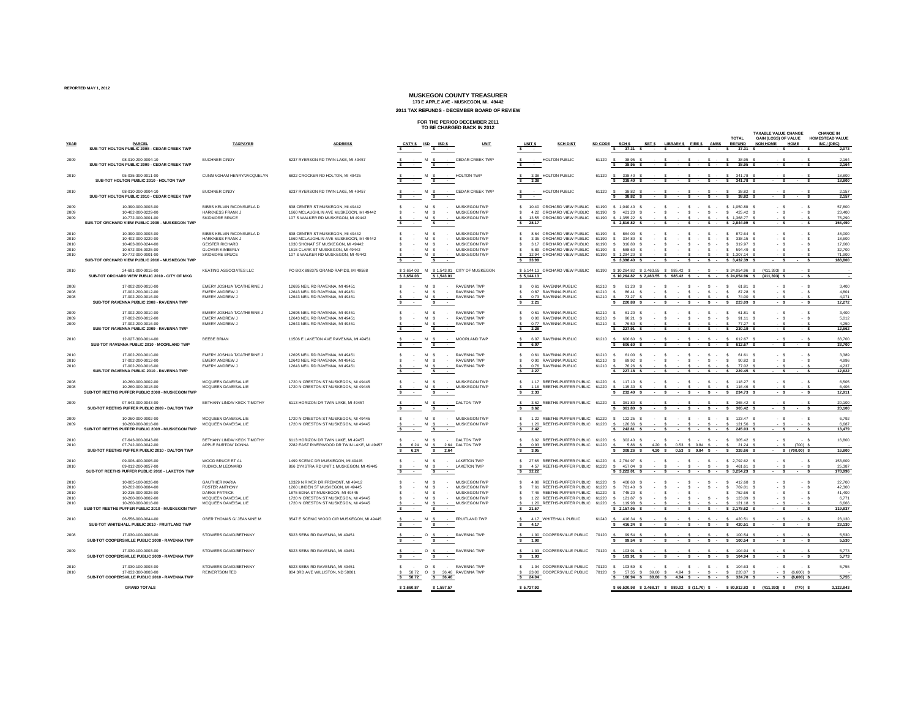REPORTED MAY 1, 2012

# MUSKEGON COUNTY TREASURER

**173 E APPLE AVE - MUSKEGON, MI. 49442**

**2011 TAX REFUNDS - DECEMBER BOARD OF REVIEW**

**FOR THE PERIOD DECEMBER 2011**
**TO BE CHARGED BACK IN 2012**

| YEAR | PARCEL | TAXPAYER | ADDRESS | CNTY $ | ISD | ISD $ | UNIT | UNIT $ | SCH DIST | SD CODE | SCH $ | SET $ | LIBRARY $ | FIRE $ | AMB$ | TOTAL REFUND | TAXABLE VALUE CHANGE GAIN (LOSS) OF VALUE NON HOME | HOME | CHANGE IN HOMESTEAD VALUE INC / (DEC) |
|---|---|---|---|---|---|---|---|---|---|---|---|---|---|---|---|---|---|---|---|
| | SUB-TOT HOLTON PUBLIC 2008 - CEDAR CREEK TWP | | | $ - | | $ - | | $ - | | | $ 37.31 | $ - | $ - | $ - | $ - | $ 37.31 | $ - | $ - | 2,073 |
| 2009 | 08-010-200-0004-10 | BUCHNER CINDY | 6237 RYERSON RD TWIN LAKE, MI 49457 | $ - | M | $ - | CEDAR CREEK TWP | $ - | HOLTON PUBLIC | 61120 | $ 38.95 | $ - | $ - | $ - | $ - | $ 38.95 | $ - | $ - | 2,164 |
| | SUB-TOT HOLTON PUBLIC 2009 - CEDAR CREEK TWP | | | $ - | | $ - | | $ - | | | $ 38.95 | $ - | $ - | $ - | $ - | $ 38.95 | $ - | $ - | 2,164 |
| 2010 | 05-035-300-0011-00 | CUNNINGHAM HENRY/JACQUELYN | 6822 CROCKER RD HOLTON, MI 49425 | $ - | M | $ - | HOLTON TWP | $ 3.38 | HOLTON PUBLIC | 61120 | $ 338.40 | $ - | $ - | $ - | $ - | $ 341.78 | $ - | $ - | 18,800 |
| | SUB-TOT HOLTON PUBLIC 2010 - HOLTON TWP | | | $ - | | $ - | | $ 3.38 | | | $ 338.40 | $ - | $ - | $ - | $ - | $ 341.78 | $ - | $ - | 18,800 |
| 2010 | 08-010-200-0004-10 | BUCHNER CINDY | 6237 RYERSON RD TWIN LAKE, MI 49457 | $ - | M | $ - | CEDAR CREEK TWP | $ - | HOLTON PUBLIC | 61120 | $ 38.82 | $ - | $ - | $ - | $ - | $ 38.82 | $ - | $ - | 2,157 |
| | SUB-TOT HOLTON PUBLIC 2010 - CEDAR CREEK TWP | | | $ - | | $ - | | $ - | | | $ 38.82 | $ - | $ - | $ - | $ - | $ 38.82 | $ - | $ - | 2,157 |
| 2009 | 10-390-000-0003-00 | BIBBS KELVIN R/CONSUELA D | 838 CENTER ST MUSKEGON, MI 49442 | $ - | M | $ - | MUSKEGON TWP | $ 10.40 | ORCHARD VIEW PUBLIC | 61190 | $ 1,040.40 | $ - | $ - | $ - | $ - | $ 1,050.80 | $ - | $ - | 57,800 |
| 2009 | 10-402-000-0229-00 | HARKNESS FRANK J | 1660 MCLAUGHLIN AVE MUSKEGON, MI 49442 | $ - | M | $ - | MUSKEGON TWP | $ 4.22 | ORCHARD VIEW PUBLIC | 61190 | $ 421.20 | $ - | $ - | $ - | $ - | $ 425.42 | $ - | $ - | 23,400 |
| 2009 | 10-772-000-0001-00 | SKIDMORE BRUCE | 107 S WALKER RD MUSKEGON, MI 49442 | $ - | M | $ - | MUSKEGON TWP | $ 13.55 | ORCHARD VIEW PUBLIC | 61190 | $ 1,355.22 | $ - | $ - | $ - | $ - | $ 1,368.77 | $ - | $ - | 75,290 |
| | SUB-TOT ORCHARD VIEW PUBLIC 2009 - MUSKEGON TWP | | | $ - | | $ - | | $ 28.17 | | | $ 2,816.82 | $ - | $ - | $ - | $ - | $ 2,844.99 | $ - | $ - | 156,490 |
| 2010 | 10-390-000-0003-00 | BIBBS KELVIN R/CONSUELA D | 838 CENTER ST MUSKEGON, MI 49442 | $ - | M | $ - | MUSKEGON TWP | $ 8.64 | ORCHARD VIEW PUBLIC | 61190 | $ 864.00 | $ - | $ - | $ - | $ - | $ 872.64 | $ - | $ - | 48,000 |
| 2010 | 10-402-000-0229-00 | HARKNESS FRANK J | 1660 MCLAUGHLIN AVE MUSKEGON, MI 49442 | $ - | M | $ - | MUSKEGON TWP | $ 3.35 | ORCHARD VIEW PUBLIC | 61190 | $ 334.80 | $ - | $ - | $ - | $ - | $ 338.15 | $ - | $ - | 18,600 |
| 2010 | 10-403-000-0244-00 | GEISTER RICHARD | 1030 SHONAT ST MUSKEGON, MI 49442 | $ - | M | $ - | MUSKEGON TWP | $ 3.17 | ORCHARD VIEW PUBLIC | 61190 | $ 316.80 | $ - | $ - | $ - | $ - | $ 319.97 | $ - | $ - | 17,600 |
| 2010 | 10-672-006-0025-00 | GLOVER KIMBERLY | 1515 CLARK ST MUSKEGON, MI 49442 | $ - | M | $ - | MUSKEGON TWP | $ 5.89 | ORCHARD VIEW PUBLIC | 61190 | $ 588.60 | $ - | $ - | $ - | $ - | $ 594.49 | $ - | $ - | 32,700 |
| 2010 | 10-772-000-0001-00 | SKIDMORE BRUCE | 107 S WALKER RD MUSKEGON, MI 49442 | $ - | M | $ - | MUSKEGON TWP | $ 12.94 | ORCHARD VIEW PUBLIC | 61190 | $ 1,294.20 | $ - | $ - | $ - | $ - | $ 1,307.14 | $ - | $ - | 71,900 |
| | SUB-TOT ORCHARD VIEW PUBLIC 2010 - MUSKEGON TWP | | | $ - | | $ - | | $ 33.99 | | | $ 3,398.40 | $ - | $ - | $ - | $ - | $ 3,432.39 | $ - | $ - | 188,800 |
| 2010 | 24-691-000-0015-00 | KEATING ASSOCIATES LLC | PO BOX 888375 GRAND RAPIDS, MI 49588 | $ 3,654.03 | M | $ 1,543.01 | CITY OF MUSKEGON | $ 5,144.13 | ORCHARD VIEW PUBLIC | 61190 | $ 10,264.82 | $ 2,463.55 | $ 985.42 | $ - | $ - | $ 24,054.96 | $ (411,393) | $ - | - |
| | SUB-TOT ORCHARD VIEW PUBLIC 2010 - CITY OF MKG | | | $ 3,654.03 | | $ 1,543.01 | | $ 5,144.13 | | | $ 10,264.82 | $ 2,463.55 | $ 985.42 | $ - | $ - | $ 24,054.96 | $ (411,393) | $ - | - |
| 2008 | 17-002-200-0010-00 | EMERY JOSHUA T/CATHERINE J | 12695 NEIL RD RAVENNA, MI 49451 | $ - | M | $ - | RAVENNA TWP | $ 0.61 | RAVENNA PUBLIC | 61210 | $ 61.20 | $ - | $ - | $ - | $ - | $ 61.81 | $ - | $ - | 3,400 |
| 2008 | 17-002-200-0012-00 | EMERY ANDREW J | 12643 NEIL RD RAVENNA, MI 49451 | $ - | M | $ - | RAVENNA TWP | $ 0.87 | RAVENNA PUBLIC | 61210 | $ 86.41 | $ - | $ - | $ - | $ - | $ 87.28 | $ - | $ - | 4,801 |
| 2008 | 17-002-200-0016-00 | EMERY ANDREW J | 12643 NEIL RD RAVENNA, MI 49451 | $ - | M | $ - | RAVENNA TWP | $ 0.73 | RAVENNA PUBLIC | 61210 | $ 73.27 | $ - | $ - | $ - | $ - | $ 74.00 | $ - | $ - | 4,071 |
| | SUB-TOT RAVENNA PUBLIC 2008 - RAVENNA TWP | | | $ - | | $ - | | $ 2.21 | | | $ 220.88 | $ - | $ - | $ - | $ - | $ 223.09 | $ - | $ - | 12,272 |
| 2009 | 17-002-200-0010-00 | EMERY JOSHUA T/CATHERINE J | 12695 NEIL RD RAVENNA, MI 49451 | $ - | M | $ - | RAVENNA TWP | $ 0.61 | RAVENNA PUBLIC | 61210 | $ 61.20 | $ - | $ - | $ - | $ - | $ 61.81 | $ - | $ - | 3,400 |
| 2009 | 17-002-200-0012-00 | EMERY ANDREW J | 12643 NEIL RD RAVENNA, MI 49451 | $ - | M | $ - | RAVENNA TWP | $ 0.90 | RAVENNA PUBLIC | 61210 | $ 90.21 | $ - | $ - | $ - | $ - | $ 91.11 | $ - | $ - | 5,012 |
| 2009 | 17-002-200-0016-00 | EMERY ANDREW J | 12643 NEIL RD RAVENNA, MI 49451 | $ - | M | $ - | RAVENNA TWP | $ 0.77 | RAVENNA PUBLIC | 61210 | $ 76.50 | $ - | $ - | $ - | $ - | $ 77.27 | $ - | $ - | 4,250 |
| | SUB-TOT RAVENNA PUBLIC 2009 - RAVENNA TWP | | | $ - | | $ - | | $ 2.28 | | | $ 227.91 | $ - | $ - | $ - | $ - | $ 230.19 | $ - | $ - | 12,662 |
| 2010 | 12-027-300-0014-00 | BEEBE BRIAN | 11506 E LAKETON AVE RAVENNA, MI 49451 | $ - | M | $ - | MOORLAND TWP | $ 6.07 | RAVENNA PUBLIC | 61210 | $ 606.60 | $ - | $ - | $ - | $ - | $ 612.67 | $ - | $ - | 33,700 |
| | SUB-TOT RAVENNA PUBLIC 2010 - MOORLAND TWP | | | $ - | | $ - | | $ 6.07 | | | $ 606.60 | $ - | $ - | $ - | $ - | $ 612.67 | $ - | $ - | 33,700 |
| 2010 | 17-002-200-0010-00 | EMERY JOSHUA T/CATHERINE J | 12695 NEIL RD RAVENNA, MI 49451 | $ - | M | $ - | RAVENNA TWP | $ 0.61 | RAVENNA PUBLIC | 61210 | $ 61.00 | $ - | $ - | $ - | $ - | $ 61.61 | $ - | $ - | 3,389 |
| 2010 | 17-002-200-0012-00 | EMERY ANDREW J | 12643 NEIL RD RAVENNA, MI 49451 | $ - | M | $ - | RAVENNA TWP | $ 0.90 | RAVENNA PUBLIC | 61210 | $ 89.92 | $ - | $ - | $ - | $ - | $ 90.82 | $ - | $ - | 4,996 |
| 2010 | 17-002-200-0016-00 | EMERY ANDREW J | 12643 NEIL RD RAVENNA, MI 49451 | $ - | M | $ - | RAVENNA TWP | $ 0.76 | RAVENNA PUBLIC | 61210 | $ 76.26 | $ - | $ - | $ - | $ - | $ 77.02 | $ - | $ - | 4,237 |
| | SUB-TOT RAVENNA PUBLIC 2010 - RAVENNA TWP | | | $ - | | $ - | | $ 2.27 | | | $ 227.18 | $ - | $ - | $ - | $ - | $ 229.45 | $ - | $ - | 12,622 |
| 2008 | 10-260-000-0002-00 | MCQUEEN DAVE/SALLIE | 1720 N CRESTON ST MUSKEGON, MI 49445 | $ - | M | $ - | MUSKEGON TWP | $ 1.17 | REETHS-PUFFER PUBLIC | 61220 | $ 117.10 | $ - | $ - | $ - | $ - | $ 118.27 | $ - | $ - | 6,505 |
| 2008 | 10-260-000-0018-00 | MCQUEEN DAVE/SALLIE | 1720 N CRESTON ST MUSKEGON, MI 49445 | $ - | M | $ - | MUSKEGON TWP | $ 1.16 | REETHS-PUFFER PUBLIC | 61220 | $ 115.30 | $ - | $ - | $ - | $ - | $ 116.46 | $ - | $ - | 6,406 |
| | SUB-TOT REETHS PUFFER PUBLIC 2008 - MUSKEGON TWP | | | $ - | | $ - | | $ 2.33 | | | $ 232.40 | $ - | $ - | $ - | $ - | $ 234.73 | $ - | $ - | 12,911 |
| 2009 | 07-643-000-0043-00 | BETHANY LINDA/ KECK TIMOTHY | 6113 HORIZON DR TWIN LAKE, MI 49457 | $ - | M | $ - | DALTON TWP | $ 3.62 | REETHS-PUFFER PUBLIC | 61220 | $ 361.80 | $ - | $ - | $ - | $ - | $ 365.42 | $ - | $ - | 20,100 |
| | SUB-TOT REETHS PUFFER PUBLIC 2009 - DALTON TWP | | | $ - | | $ - | | $ 3.62 | | | $ 361.80 | $ - | $ - | $ - | $ - | $ 365.42 | $ - | $ - | 20,100 |
| 2009 | 10-260-000-0002-00 | MCQUEEN DAVE/SALLIE | 1720 N CRESTON ST MUSKEGON, MI 49445 | $ - | M | $ - | MUSKEGON TWP | $ 1.22 | REETHS-PUFFER PUBLIC | 61220 | $ 122.25 | $ - | $ - | $ - | $ - | $ 123.47 | $ - | $ - | 6,792 |
| 2009 | 10-260-000-0018-00 | MCQUEEN DAVE/SALLIE | 1720 N CRESTON ST MUSKEGON, MI 49445 | $ - | M | $ - | MUSKEGON TWP | $ 1.20 | REETHS-PUFFER PUBLIC | 61220 | $ 120.36 | $ - | $ - | $ - | $ - | $ 121.56 | $ - | $ - | 6,687 |
| | SUB-TOT REETHS PUFFER PUBLIC 2009 - MUSKEGON TWP | | | $ - | | $ - | | $ 2.42 | | | $ 242.61 | $ - | $ - | $ - | $ - | $ 245.03 | $ - | $ - | 13,479 |
| 2010 | 07-643-000-0043-00 | BETHANY LINDA/ KECK TIMOTHY | 6113 HORIZON DR TWIN LAKE, MI 49457 | $ - | M | $ - | DALTON TWP | $ 3.02 | REETHS-PUFFER PUBLIC | 61220 | $ 302.40 | $ - | $ - | $ - | $ - | $ 305.42 | $ - | $ - | 16,800 |
| 2010 | 07-742-000-0042-00 | APPLE BURTON/ DONNA | 2282 EAST RIVERWOOD DR TWIN LAKE, MI 49457 | $ 6.24 | M | $ 2.64 | DALTON TWP | $ 0.93 | REETHS-PUFFER PUBLIC | 61220 | $ 5.86 | $ 4.20 | $ 0.53 | $ 0.84 | $ - | $ 21.24 | $ - | $ (700) | $ - |
| | SUB-TOT REETHS PUFFER PUBLIC 2010 - DALTON TWP | | | $ 6.24 | | $ 2.64 | | $ 3.95 | | | $ 308.26 | $ 4.20 | $ 0.53 | $ 0.84 | $ - | $ 326.66 | $ - | $ (700.00) | 16,800 |
| 2010 | 09-006-400-0005-00 | WOOD BRUCE ET AL | 1499 SCENIC DR MUSKEGON, MI 49445 | $ - | M | $ - | LAKETON TWP | $ 27.65 | REETHS-PUFFER PUBLIC | 61220 | $ 2,764.97 | $ - | $ - | $ - | $ - | $ 2,792.62 | $ - | $ - | 153,609 |
| 2010 | 09-012-200-0057-00 | RUDHOLM LEONARD | 866 DYKSTRA RD UNIT 1 MUSKEGON, MI 49445 | $ - | M | $ - | LAKETON TWP | $ 4.57 | REETHS-PUFFER PUBLIC | 61220 | $ 457.04 | $ - | $ - | $ - | $ - | $ 461.61 | $ - | $ - | 25,387 |
| | SUB-TOT REETHS PUFFER PUBLIC 2010 - LAKETON TWP | | | $ - | | $ - | | $ 32.22 | | | $ 3,222.01 | $ - | $ - | $ - | $ - | $ 3,254.23 | $ - | $ - | 178,996 |
| 2010 | 10-005-100-0026-00 | GAUTHIER MARIA | 10329 N RIVER DR FREMONT, MI 49412 | $ - | M | $ - | MUSKEGON TWP | $ 4.08 | REETHS-PUFFER PUBLIC | 61220 | $ 408.60 | $ - | $ - | $ - | $ - | $ 412.68 | $ - | $ - | 22,700 |
| 2010 | 10-202-000-0084-00 | FOSTER ANTHONY | 1260 LINDEN ST MUSKEGON, MI 49445 | $ - | M | $ - | MUSKEGON TWP | $ 7.61 | REETHS-PUFFER PUBLIC | 61220 | $ 761.40 | $ - | $ - | $ - | $ - | $ 769.01 | $ - | $ - | 42,300 |
| 2010 | 10-215-000-0026-00 | DARKE PATRICK | 1875 EDNA ST MUSKEGON, MI 49445 | $ - | M | $ - | MUSKEGON TWP | $ 7.46 | REETHS-PUFFER PUBLIC | 61220 | $ 745.20 | $ - | $ - | $ - | | $ 752.66 | $ - | $ - | 41,400 |
| 2010 | 10-260-000-0002-00 | MCQUEEN DAVE/SALLIE | 1720 N CRESTON ST MUSKEGON, MI 49445 | $ - | M | $ - | MUSKEGON TWP | $ 1.22 | REETHS-PUFFER PUBLIC | 61220 | $ 121.87 | $ - | $ - | $ - | $ - | $ 123.09 | $ - | $ - | 6,771 |
| 2010 | 10-260-000-0018-00 | MCQUEEN DAVE/SALLIE | 1720 N CRESTON ST MUSKEGON, MI 49445 | $ - | M | $ - | MUSKEGON TWP | $ 1.20 | REETHS-PUFFER PUBLIC | 61220 | $ 119.98 | $ - | $ - | $ - | $ - | $ 121.18 | $ - | $ - | 6,666 |
| | SUB-TOT REETHS PUFFER PUBLIC 2010 - MUSKEGON TWP | | | $ - | | $ - | | $ 21.57 | | | $ 2,157.05 | $ - | $ - | $ - | $ - | $ 2,178.62 | $ - | $ - | 119,837 |
| 2010 | 06-556-000-0044-00 | OBER THOMAS G/ JEANNINE M | 3547 E SCENIC WOOD CIR MUSKEGON, MI 49445 | $ - | M | $ - | FRUITLAND TWP | $ 4.17 | WHITEHALL PUBLIC | 61240 | $ 416.34 | $ - | $ - | $ - | $ - | $ 420.51 | $ - | $ - | 23,130 |
| | SUB-TOT WHITEHALL PUBLIC 2010 - FRUITLAND TWP | | | $ - | | $ - | | $ 4.17 | | | $ 416.34 | $ - | $ - | $ - | $ - | $ 420.51 | $ - | $ - | 23,130 |
| 2008 | 17-030-100-0003-00 | STOWERS DAVID/BETHANY | 5923 SEBA RD RAVENNA, MI 49451 | $ - | O | $ - | RAVENNA TWP | $ 1.00 | COOPERSVILLE PUBLIC | 70120 | $ 99.54 | $ - | $ - | $ - | $ - | $ 100.54 | $ - | $ - | 5,530 |
| | SUB-TOT COOPERSVILLE PUBLIC 2008 - RAVENNA TWP | | | $ - | | $ - | | $ 1.00 | | | $ 99.54 | $ - | $ - | $ - | $ - | $ 100.54 | $ - | $ - | 5,530 |
| 2009 | 17-030-100-0003-00 | STOWERS DAVID/BETHANY | 5923 SEBA RD RAVENNA, MI 49451 | $ - | O | $ - | RAVENNA TWP | $ 1.03 | COOPERSVILLE PUBLIC | 70120 | $ 103.91 | $ - | $ - | $ - | $ - | $ 104.94 | $ - | $ - | 5,773 |
| | SUB-TOT COOPERSVILLE PUBLIC 2009 - RAVENNA TWP | | | $ - | | $ - | | $ 1.03 | | | $ 103.91 | $ - | $ - | $ - | $ - | $ 104.94 | $ - | $ - | 5,773 |
| 2010 | 17-030-100-0003-00 | STOWERS DAVID/BETHANY | 5923 SEBA RD RAVENNA, MI 49451 | $ - | O | $ - | RAVENNA TWP | $ 1.04 | COOPERSVILLE PUBLIC | 70120 | $ 103.59 | $ - | $ - | $ - | $ - | $ 104.63 | $ - | $ - | 5,755 |
| 2010 | 17-032-300-0003-00 | REINERTSON TED | 804 3RD AVE WILLISTON, ND 58801 | $ 58.72 | O | $ 36.46 | RAVENNA TWP | $ 23.00 | COOPERSVILLE PUBLIC | 70120 | $ 57.35 | $ 39.60 | $ 4.94 | $ - | $ - | $ 220.07 | $ - | $ (6,600) | $ - |
| | SUB-TOT COOPERSVILLE PUBLIC 2010 - RAVENNA TWP | | | $ 58.72 | | $ 36.46 | | $ 24.04 | | | $ 160.94 | $ 39.60 | $ 4.94 | $ - | $ - | $ 324.70 | $ - | $ (6,600) | 5,755 |
| | GRAND TOTALS | | | $ 3,660.87 | | $ 1,557.57 | | $ 5,727.92 | | | $ 66,520.98 | $ 2,468.17 | $ 989.02 | $ (11.70) | $ - | $ 80,912.83 | $ (411,393) | $ (770) | 3,122,843 |